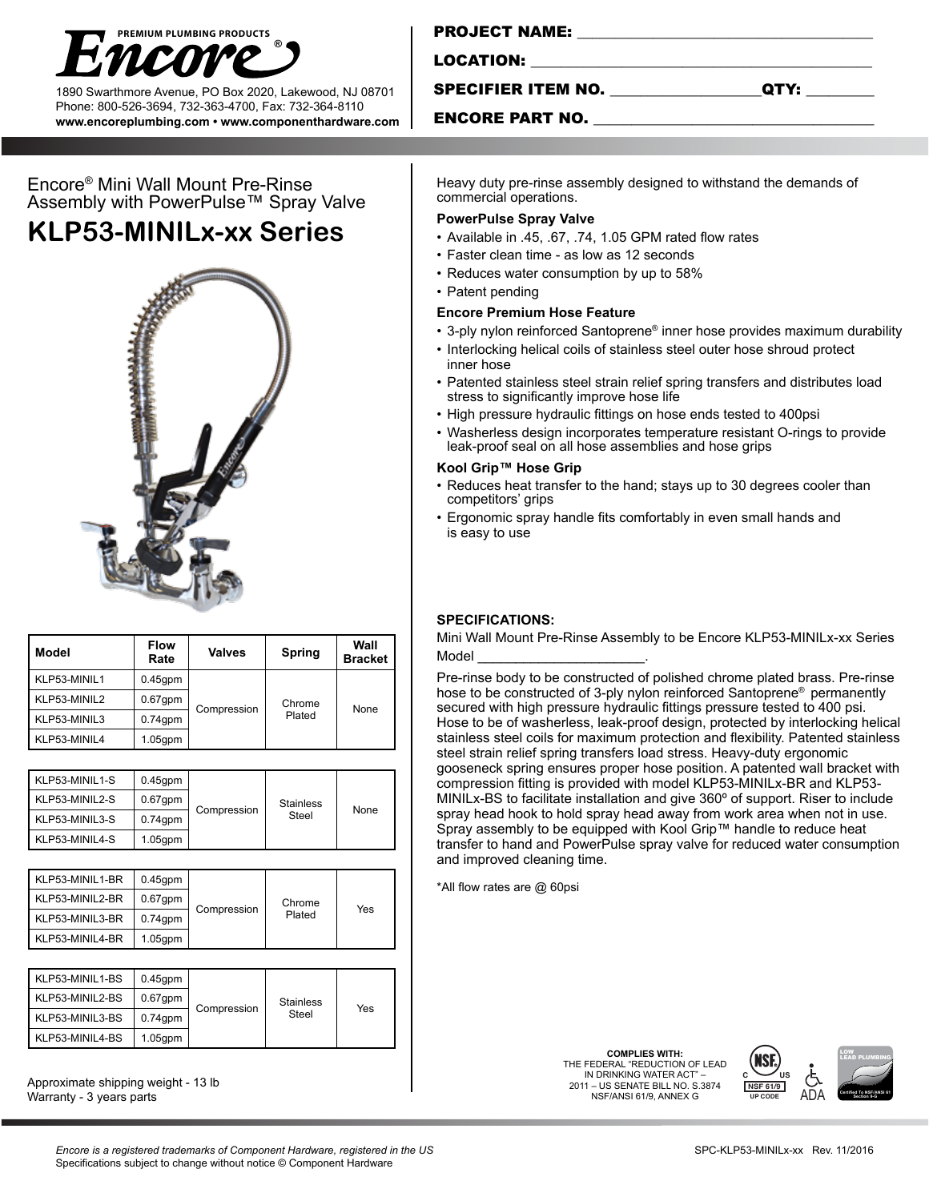**Encore®** PREMIUM PLUMBING PRODUCTS

1890 Swarthmore Avenue, PO Box 2020, Lakewood, NJ 08701
Phone: 800-526-3694, 732-363-4700, Fax: 732-364-8110
**www.encoreplumbing.com • www.componenthardware.com**

**PROJECT NAME:** ______________________________

**LOCATION:** ______________________________

**SPECIFIER ITEM NO.** _______________ **QTY:** ________

**ENCORE PART NO.** ______________________________

Encore® Mini Wall Mount Pre-Rinse Assembly with PowerPulse™ Spray Valve

# KLP53-MINILx-xx Series

| Model | Flow Rate | Valves | Spring | Wall Bracket |
|---|---|---|---|---|
| KLP53-MINIL1 | 0.45gpm | Compression | Chrome Plated | None |
| KLP53-MINIL2 | 0.67gpm | | | |
| KLP53-MINIL3 | 0.74gpm | | | |
| KLP53-MINIL4 | 1.05gpm | | | |

| Model | Flow Rate | Valves | Spring | Wall Bracket |
|---|---|---|---|---|
| KLP53-MINIL1-S | 0.45gpm | Compression | Stainless Steel | None |
| KLP53-MINIL2-S | 0.67gpm | | | |
| KLP53-MINIL3-S | 0.74gpm | | | |
| KLP53-MINIL4-S | 1.05gpm | | | |

| Model | Flow Rate | Valves | Spring | Wall Bracket |
|---|---|---|---|---|
| KLP53-MINIL1-BR | 0.45gpm | Compression | Chrome Plated | Yes |
| KLP53-MINIL2-BR | 0.67gpm | | | |
| KLP53-MINIL3-BR | 0.74gpm | | | |
| KLP53-MINIL4-BR | 1.05gpm | | | |

| Model | Flow Rate | Valves | Spring | Wall Bracket |
|---|---|---|---|---|
| KLP53-MINIL1-BS | 0.45gpm | Compression | Stainless Steel | Yes |
| KLP53-MINIL2-BS | 0.67gpm | | | |
| KLP53-MINIL3-BS | 0.74gpm | | | |
| KLP53-MINIL4-BS | 1.05gpm | | | |

Approximate shipping weight - 13 lb
Warranty - 3 years parts

Heavy duty pre-rinse assembly designed to withstand the demands of commercial operations.

### PowerPulse Spray Valve

- Available in .45, .67, .74, 1.05 GPM rated flow rates
- Faster clean time - as low as 12 seconds
- Reduces water consumption by up to 58%
- Patent pending

### Encore Premium Hose Feature

- 3-ply nylon reinforced Santoprene® inner hose provides maximum durability
- Interlocking helical coils of stainless steel outer hose shroud protect inner hose
- Patented stainless steel strain relief spring transfers and distributes load stress to significantly improve hose life
- High pressure hydraulic fittings on hose ends tested to 400psi
- Washerless design incorporates temperature resistant O-rings to provide leak-proof seal on all hose assemblies and hose grips

### Kool Grip™ Hose Grip

- Reduces heat transfer to the hand; stays up to 30 degrees cooler than competitors' grips
- Ergonomic spray handle fits comfortably in even small hands and is easy to use

### SPECIFICATIONS:

Mini Wall Mount Pre-Rinse Assembly to be Encore KLP53-MINILx-xx Series Model ______________________.

Pre-rinse body to be constructed of polished chrome plated brass. Pre-rinse hose to be constructed of 3-ply nylon reinforced Santoprene® permanently secured with high pressure hydraulic fittings pressure tested to 400 psi. Hose to be of washerless, leak-proof design, protected by interlocking helical stainless steel coils for maximum protection and flexibility. Patented stainless steel strain relief spring transfers load stress. Heavy-duty ergonomic gooseneck spring ensures proper hose position. A patented wall bracket with compression fitting is provided with model KLP53-MINILx-BR and KLP53-MINILx-BS to facilitate installation and give 360º of support. Riser to include spray head hook to hold spray head away from work area when not in use. Spray assembly to be equipped with Kool Grip™ handle to reduce heat transfer to hand and PowerPulse spray valve for reduced water consumption and improved cleaning time.

*All flow rates are @ 60psi

**COMPLIES WITH:**
THE FEDERAL "REDUCTION OF LEAD IN DRINKING WATER ACT" – 2011 – US SENATE BILL NO. S.3874 NSF/ANSI 61/9, ANNEX G

NSF 61/9 UP CODE · ADA · LOW LEAD PLUMBING Certified To NSF/ANSI 61 Section 9-G

*Encore is a registered trademarks of Component Hardware, registered in the US*
Specifications subject to change without notice © Component Hardware

SPC-KLP53-MINILx-xx Rev. 11/2016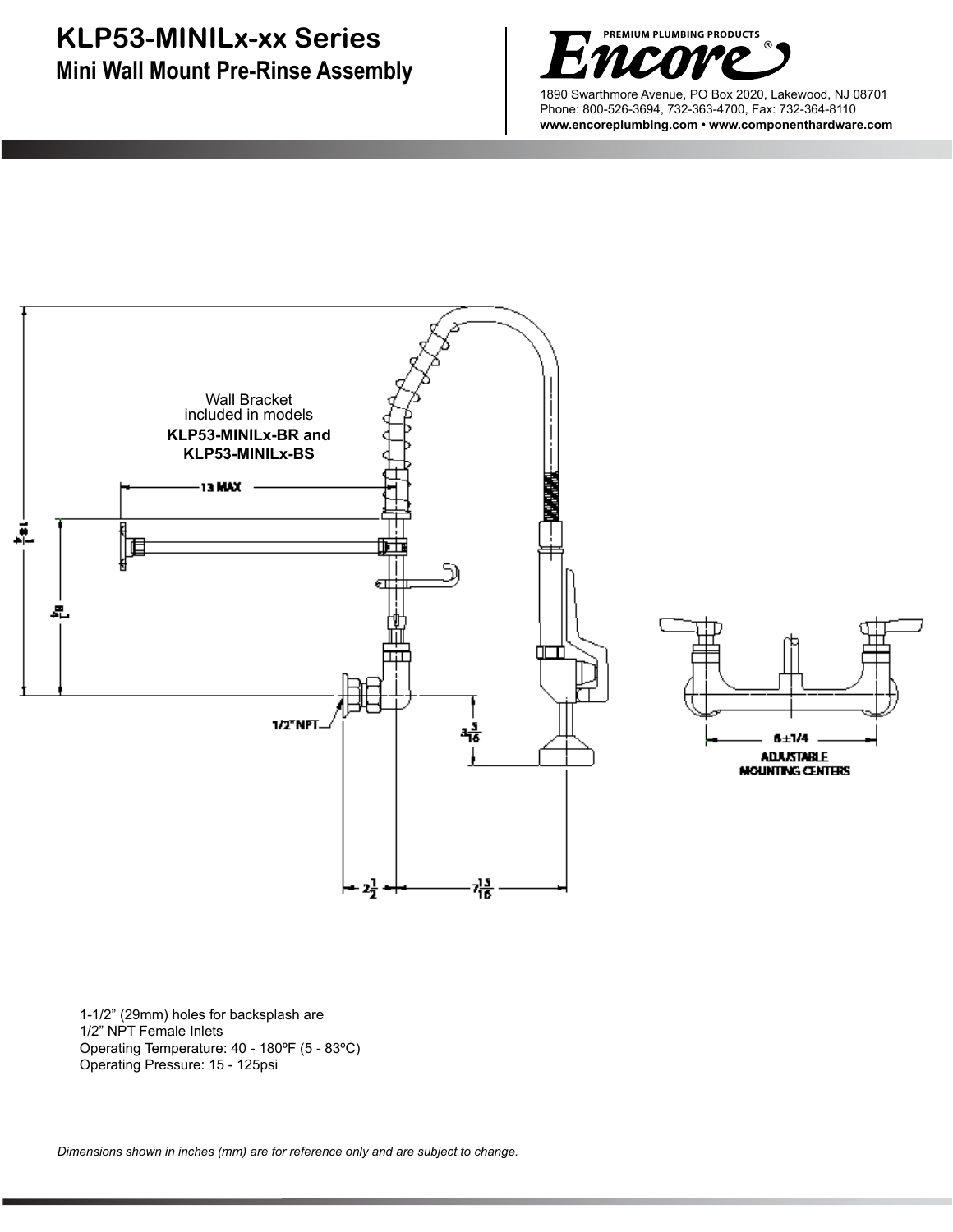# KLP53-MINILx-xx Series
## Mini Wall Mount Pre-Rinse Assembly

**Encore** PREMIUM PLUMBING PRODUCTS®

1890 Swarthmore Avenue, PO Box 2020, Lakewood, NJ 08701
Phone: 800-526-3694, 732-363-4700, Fax: 732-364-8110
**www.encoreplumbing.com • www.componenthardware.com**

Wall Bracket
included in models
**KLP53-MINILx-BR and**
**KLP53-MINILx-BS**

13 MAX

18 1/4

8 1/4

1/2" NPT

3 5/16

2 1/2

7 15/16

8±1/4
ADJUSTABLE
MOUNTING CENTERS

1-1/2" (29mm) holes for backsplash are
1/2" NPT Female Inlets
Operating Temperature: 40 - 180ºF (5 - 83ºC)
Operating Pressure: 15 - 125psi

*Dimensions shown in inches (mm) are for reference only and are subject to change.*